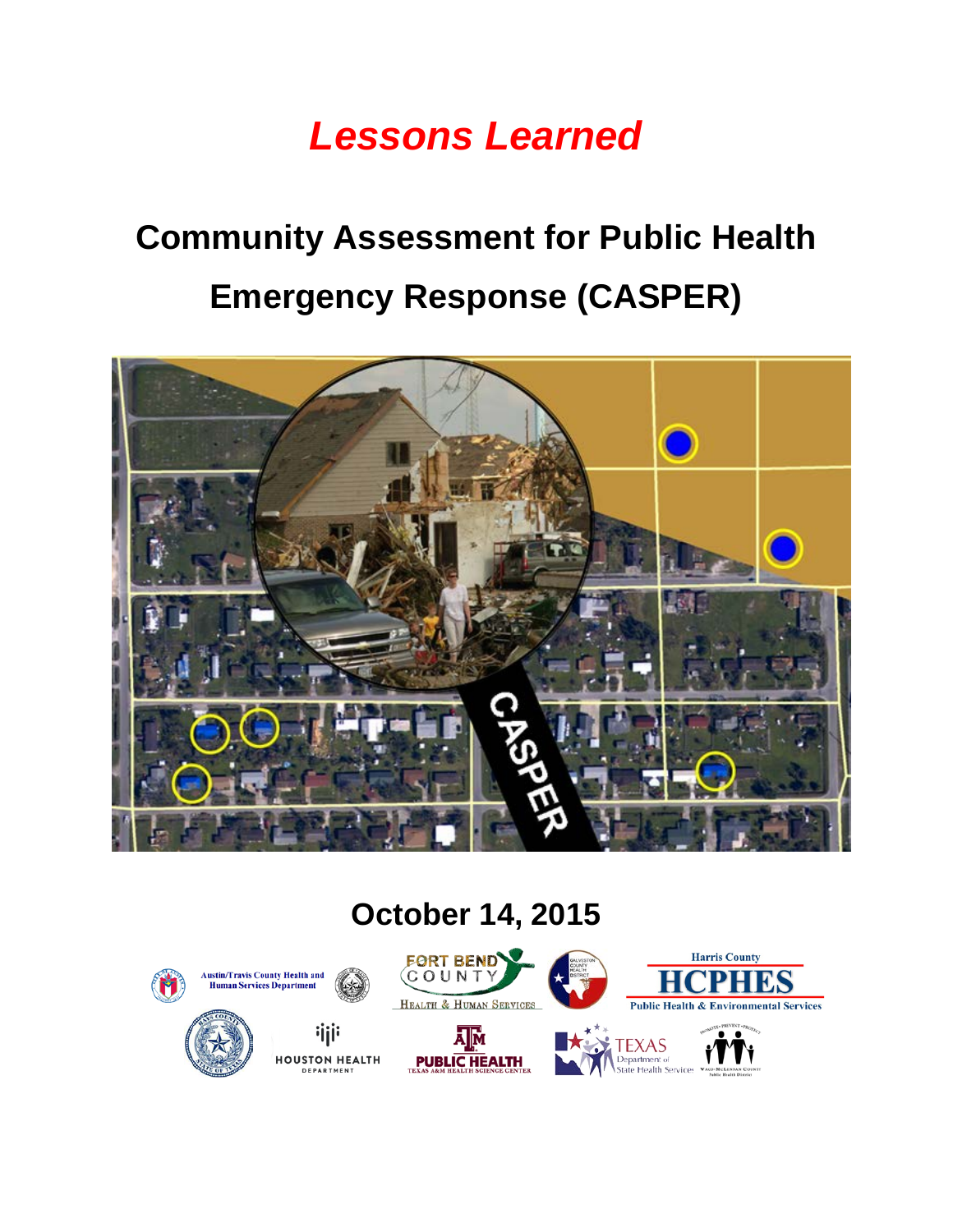# *Lessons Learned*

# Community Assessment for Public Health Emergency Response (CASPER)

**October 14, 2015**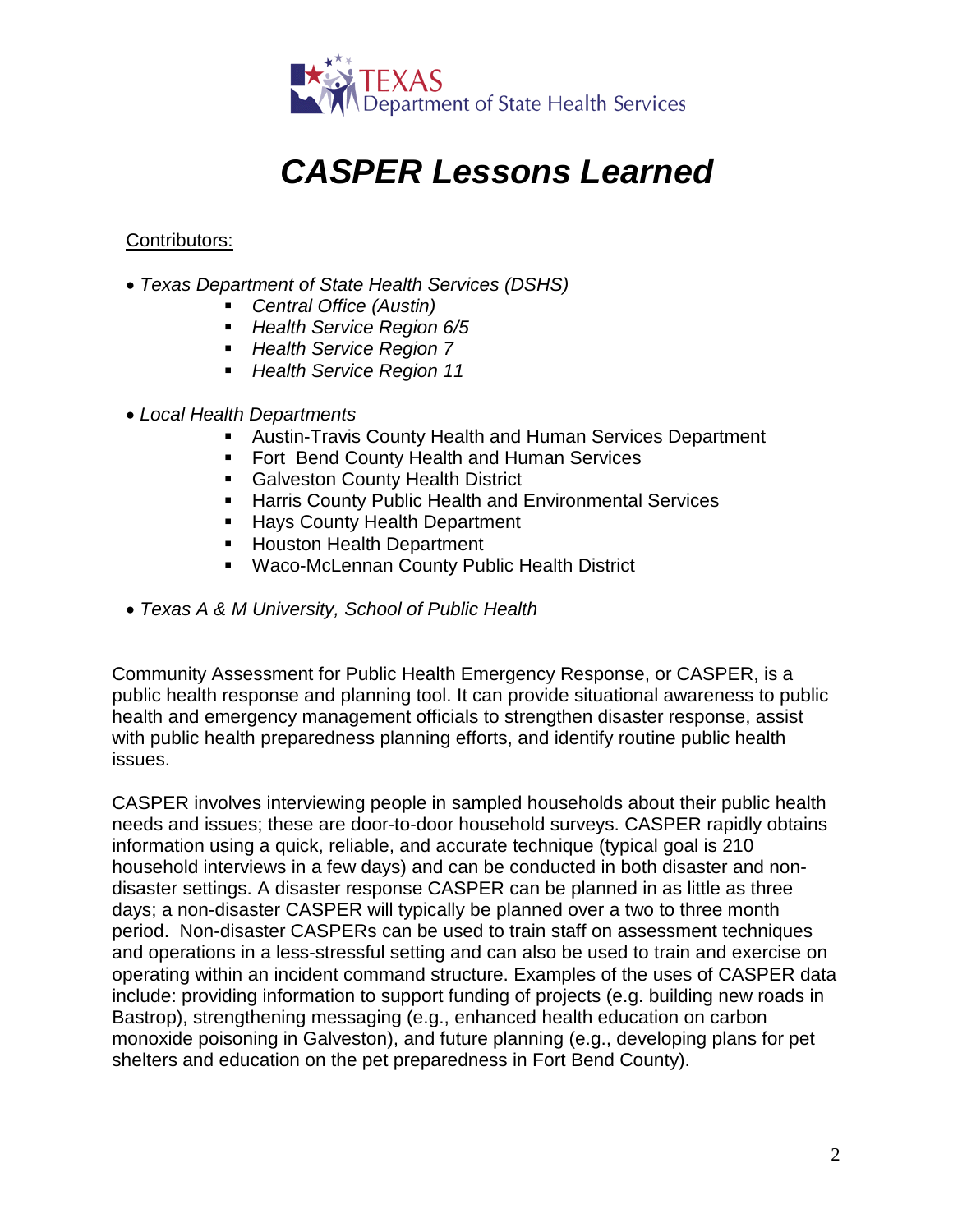TEXAS Department of State Health Services

# *CASPER Lessons Learned*

Contributors:

- *Texas Department of State Health Services (DSHS)*
  - *Central Office (Austin)*
  - *Health Service Region 6/5*
  - *Health Service Region 7*
  - *Health Service Region 11*
- *Local Health Departments*
  - Austin-Travis County Health and Human Services Department
  - Fort Bend County Health and Human Services
  - Galveston County Health District
  - Harris County Public Health and Environmental Services
  - Hays County Health Department
  - Houston Health Department
  - Waco-McLennan County Public Health District
- *Texas A & M University, School of Public Health*

Community Assessment for Public Health Emergency Response, or CASPER, is a public health response and planning tool. It can provide situational awareness to public health and emergency management officials to strengthen disaster response, assist with public health preparedness planning efforts, and identify routine public health issues.

CASPER involves interviewing people in sampled households about their public health needs and issues; these are door-to-door household surveys. CASPER rapidly obtains information using a quick, reliable, and accurate technique (typical goal is 210 household interviews in a few days) and can be conducted in both disaster and non-disaster settings. A disaster response CASPER can be planned in as little as three days; a non-disaster CASPER will typically be planned over a two to three month period. Non-disaster CASPERs can be used to train staff on assessment techniques and operations in a less-stressful setting and can also be used to train and exercise on operating within an incident command structure. Examples of the uses of CASPER data include: providing information to support funding of projects (e.g. building new roads in Bastrop), strengthening messaging (e.g., enhanced health education on carbon monoxide poisoning in Galveston), and future planning (e.g., developing plans for pet shelters and education on the pet preparedness in Fort Bend County).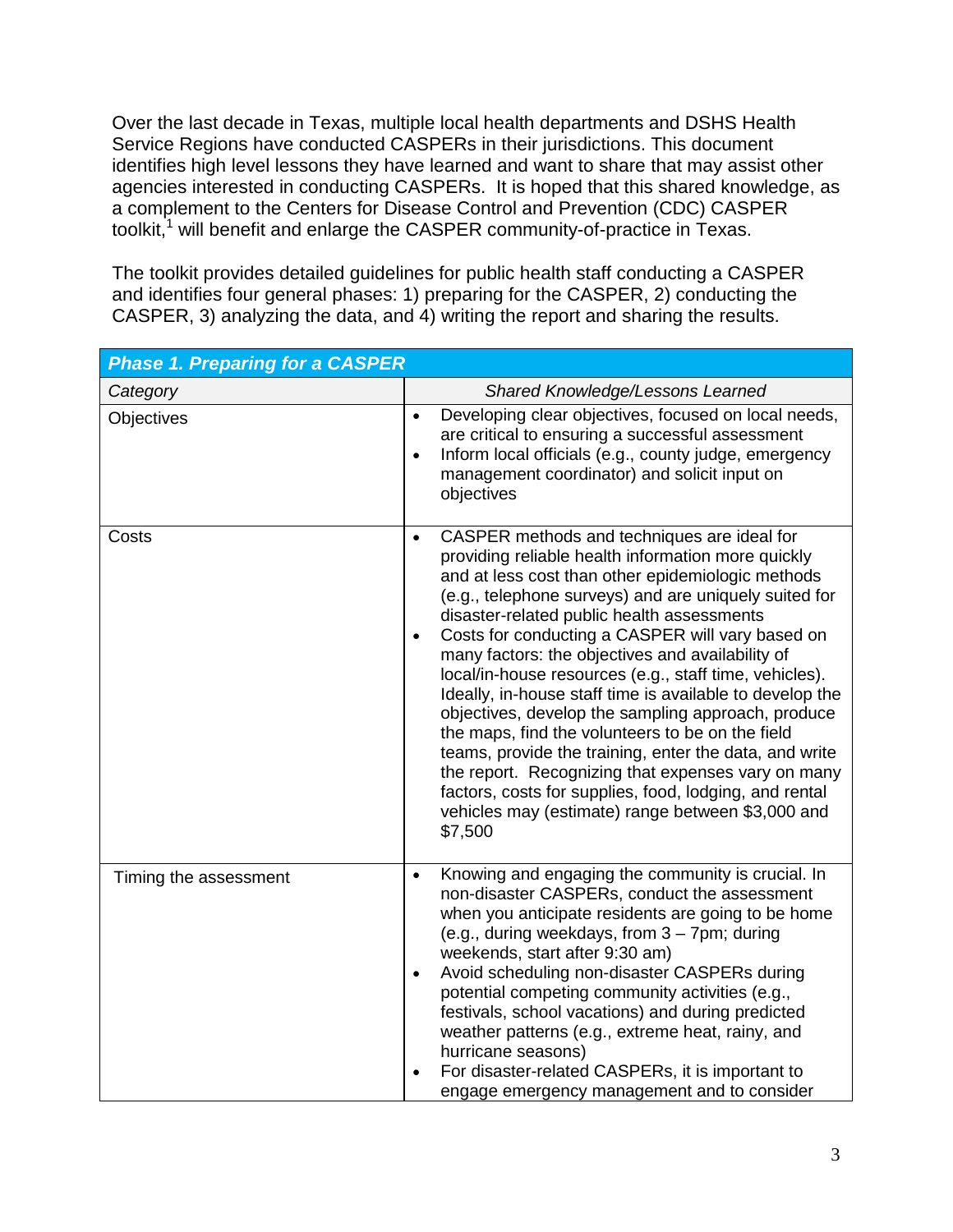Over the last decade in Texas, multiple local health departments and DSHS Health Service Regions have conducted CASPERs in their jurisdictions. This document identifies high level lessons they have learned and want to share that may assist other agencies interested in conducting CASPERs. It is hoped that this shared knowledge, as a complement to the Centers for Disease Control and Prevention (CDC) CASPER toolkit,[1] will benefit and enlarge the CASPER community-of-practice in Texas.

The toolkit provides detailed guidelines for public health staff conducting a CASPER and identifies four general phases: 1) preparing for the CASPER, 2) conducting the CASPER, 3) analyzing the data, and 4) writing the report and sharing the results.

| ***Phase 1. Preparing for a CASPER*** | |
|---|---|
| *Category* | *Shared Knowledge/Lessons Learned* |
| Objectives | • Developing clear objectives, focused on local needs, are critical to ensuring a successful assessment<br>• Inform local officials (e.g., county judge, emergency management coordinator) and solicit input on objectives |
| Costs | • CASPER methods and techniques are ideal for providing reliable health information more quickly and at less cost than other epidemiologic methods (e.g., telephone surveys) and are uniquely suited for disaster-related public health assessments<br>• Costs for conducting a CASPER will vary based on many factors: the objectives and availability of local/in-house resources (e.g., staff time, vehicles). Ideally, in-house staff time is available to develop the objectives, develop the sampling approach, produce the maps, find the volunteers to be on the field teams, provide the training, enter the data, and write the report. Recognizing that expenses vary on many factors, costs for supplies, food, lodging, and rental vehicles may (estimate) range between \$3,000 and \$7,500 |
| Timing the assessment | • Knowing and engaging the community is crucial. In non-disaster CASPERs, conduct the assessment when you anticipate residents are going to be home (e.g., during weekdays, from 3 – 7pm; during weekends, start after 9:30 am)<br>• Avoid scheduling non-disaster CASPERs during potential competing community activities (e.g., festivals, school vacations) and during predicted weather patterns (e.g., extreme heat, rainy, and hurricane seasons)<br>• For disaster-related CASPERs, it is important to engage emergency management and to consider |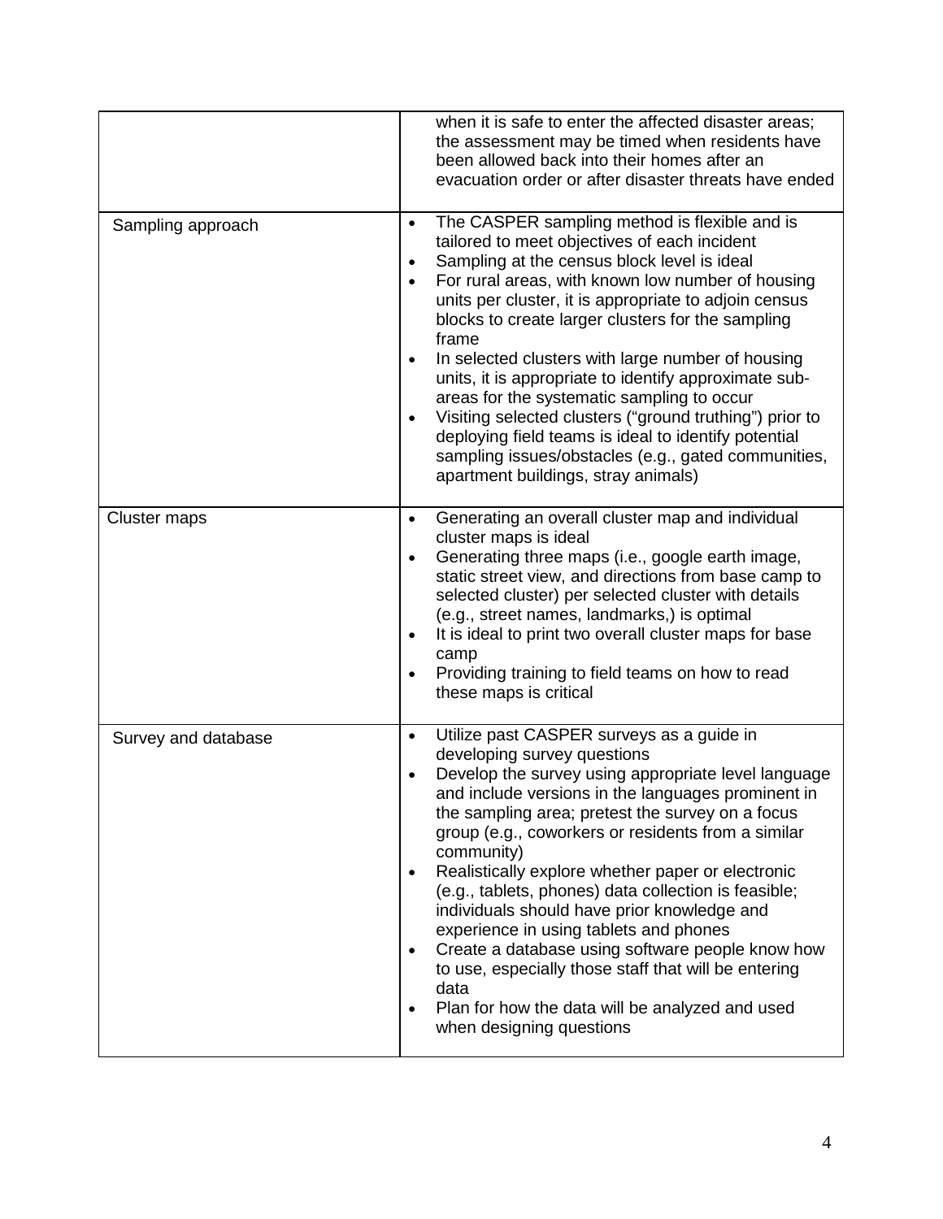| | |
|---|---|
| | when it is safe to enter the affected disaster areas; the assessment may be timed when residents have been allowed back into their homes after an evacuation order or after disaster threats have ended |
| Sampling approach | • The CASPER sampling method is flexible and is tailored to meet objectives of each incident<br>• Sampling at the census block level is ideal<br>• For rural areas, with known low number of housing units per cluster, it is appropriate to adjoin census blocks to create larger clusters for the sampling frame<br>• In selected clusters with large number of housing units, it is appropriate to identify approximate sub-areas for the systematic sampling to occur<br>• Visiting selected clusters ("ground truthing") prior to deploying field teams is ideal to identify potential sampling issues/obstacles (e.g., gated communities, apartment buildings, stray animals) |
| Cluster maps | • Generating an overall cluster map and individual cluster maps is ideal<br>• Generating three maps (i.e., google earth image, static street view, and directions from base camp to selected cluster) per selected cluster with details (e.g., street names, landmarks,) is optimal<br>• It is ideal to print two overall cluster maps for base camp<br>• Providing training to field teams on how to read these maps is critical |
| Survey and database | • Utilize past CASPER surveys as a guide in developing survey questions<br>• Develop the survey using appropriate level language and include versions in the languages prominent in the sampling area; pretest the survey on a focus group (e.g., coworkers or residents from a similar community)<br>• Realistically explore whether paper or electronic (e.g., tablets, phones) data collection is feasible; individuals should have prior knowledge and experience in using tablets and phones<br>• Create a database using software people know how to use, especially those staff that will be entering data<br>• Plan for how the data will be analyzed and used when designing questions |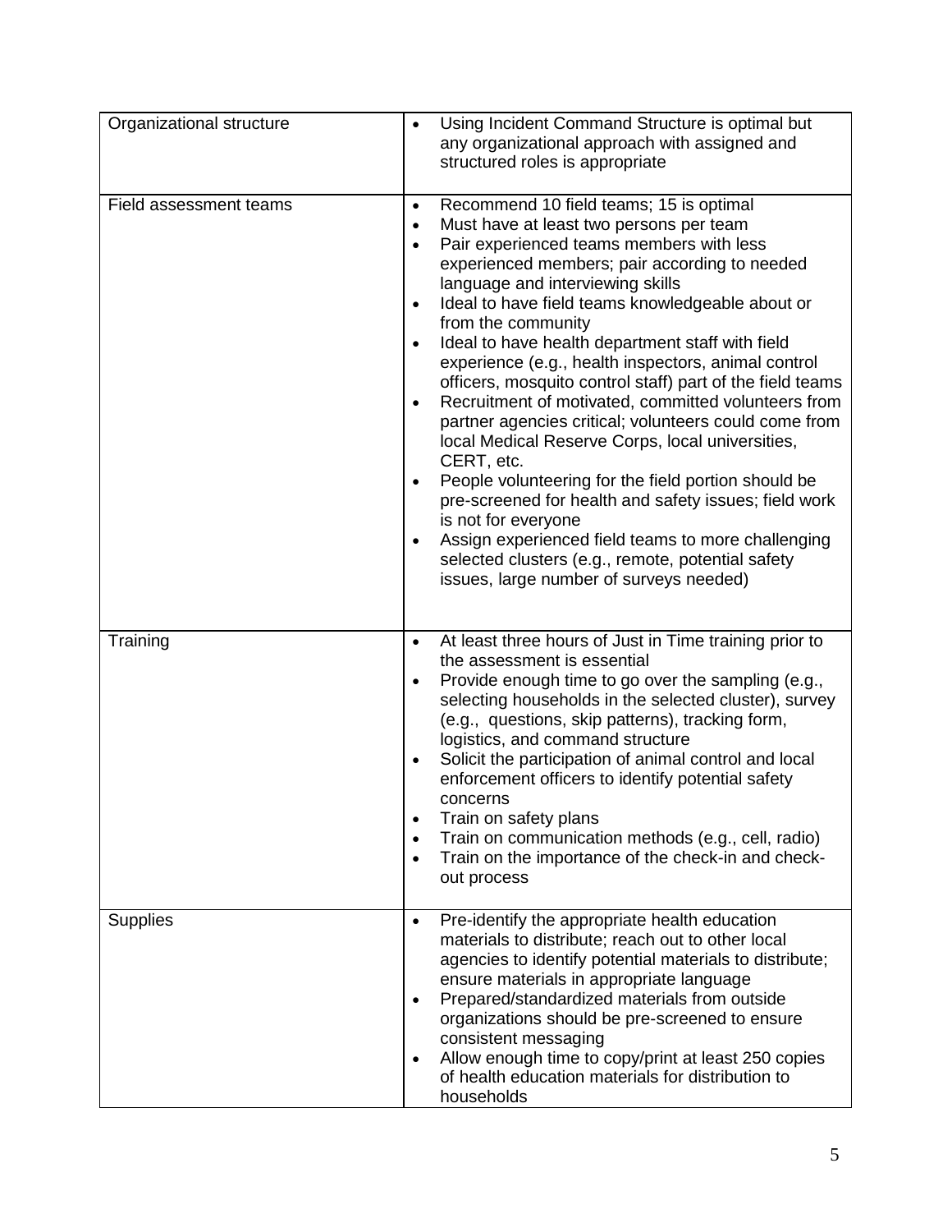| | |
|---|---|
| Organizational structure | • Using Incident Command Structure is optimal but any organizational approach with assigned and structured roles is appropriate |
| Field assessment teams | • Recommend 10 field teams; 15 is optimal<br>• Must have at least two persons per team<br>• Pair experienced teams members with less experienced members; pair according to needed language and interviewing skills<br>• Ideal to have field teams knowledgeable about or from the community<br>• Ideal to have health department staff with field experience (e.g., health inspectors, animal control officers, mosquito control staff) part of the field teams<br>• Recruitment of motivated, committed volunteers from partner agencies critical; volunteers could come from local Medical Reserve Corps, local universities, CERT, etc.<br>• People volunteering for the field portion should be pre-screened for health and safety issues; field work is not for everyone<br>• Assign experienced field teams to more challenging selected clusters (e.g., remote, potential safety issues, large number of surveys needed) |
| Training | • At least three hours of Just in Time training prior to the assessment is essential<br>• Provide enough time to go over the sampling (e.g., selecting households in the selected cluster), survey (e.g., questions, skip patterns), tracking form, logistics, and command structure<br>• Solicit the participation of animal control and local enforcement officers to identify potential safety concerns<br>• Train on safety plans<br>• Train on communication methods (e.g., cell, radio)<br>• Train on the importance of the check-in and check-out process |
| Supplies | • Pre-identify the appropriate health education materials to distribute; reach out to other local agencies to identify potential materials to distribute; ensure materials in appropriate language<br>• Prepared/standardized materials from outside organizations should be pre-screened to ensure consistent messaging<br>• Allow enough time to copy/print at least 250 copies of health education materials for distribution to households |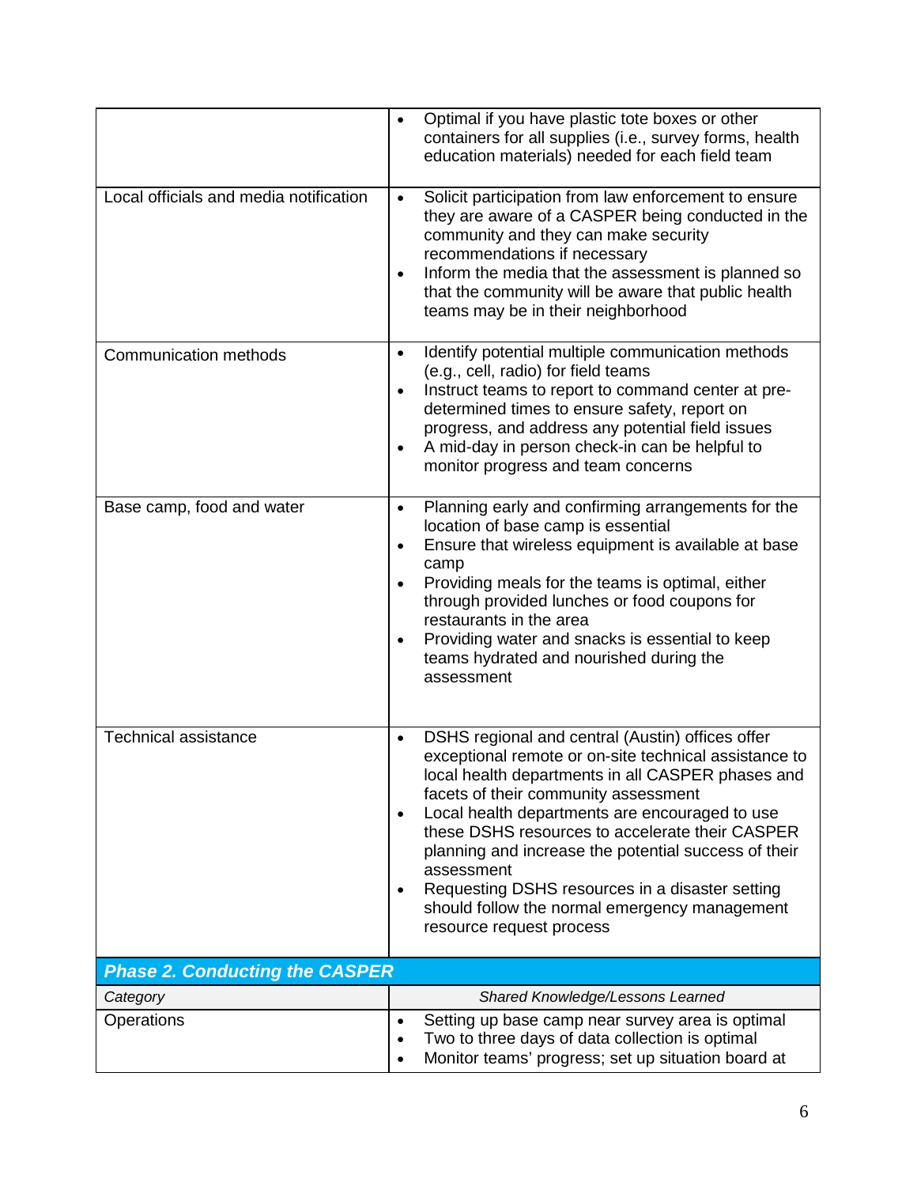| | |
|---|---|
| | • Optimal if you have plastic tote boxes or other containers for all supplies (i.e., survey forms, health education materials) needed for each field team |
| Local officials and media notification | • Solicit participation from law enforcement to ensure they are aware of a CASPER being conducted in the community and they can make security recommendations if necessary<br>• Inform the media that the assessment is planned so that the community will be aware that public health teams may be in their neighborhood |
| Communication methods | • Identify potential multiple communication methods (e.g., cell, radio) for field teams<br>• Instruct teams to report to command center at pre-determined times to ensure safety, report on progress, and address any potential field issues<br>• A mid-day in person check-in can be helpful to monitor progress and team concerns |
| Base camp, food and water | • Planning early and confirming arrangements for the location of base camp is essential<br>• Ensure that wireless equipment is available at base camp<br>• Providing meals for the teams is optimal, either through provided lunches or food coupons for restaurants in the area<br>• Providing water and snacks is essential to keep teams hydrated and nourished during the assessment |
| Technical assistance | • DSHS regional and central (Austin) offices offer exceptional remote or on-site technical assistance to local health departments in all CASPER phases and facets of their community assessment<br>• Local health departments are encouraged to use these DSHS resources to accelerate their CASPER planning and increase the potential success of their assessment<br>• Requesting DSHS resources in a disaster setting should follow the normal emergency management resource request process |
| ***Phase 2. Conducting the CASPER*** | |
| *Category* | *Shared Knowledge/Lessons Learned* |
| Operations | • Setting up base camp near survey area is optimal<br>• Two to three days of data collection is optimal<br>• Monitor teams' progress; set up situation board at |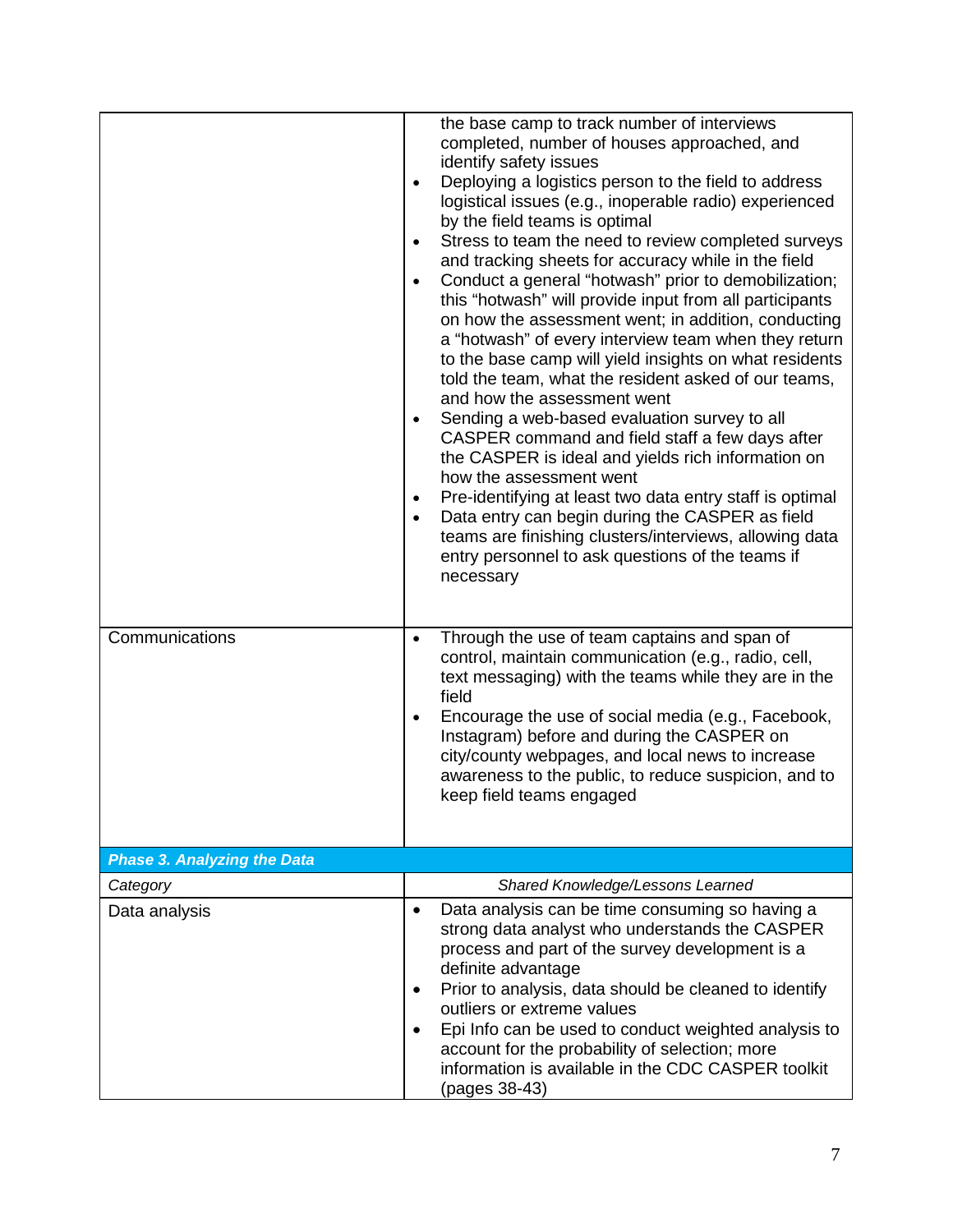| | |
|---|---|
| | the base camp to track number of interviews completed, number of houses approached, and identify safety issues<br>• Deploying a logistics person to the field to address logistical issues (e.g., inoperable radio) experienced by the field teams is optimal<br>• Stress to team the need to review completed surveys and tracking sheets for accuracy while in the field<br>• Conduct a general "hotwash" prior to demobilization; this "hotwash" will provide input from all participants on how the assessment went; in addition, conducting a "hotwash" of every interview team when they return to the base camp will yield insights on what residents told the team, what the resident asked of our teams, and how the assessment went<br>• Sending a web-based evaluation survey to all CASPER command and field staff a few days after the CASPER is ideal and yields rich information on how the assessment went<br>• Pre-identifying at least two data entry staff is optimal<br>• Data entry can begin during the CASPER as field teams are finishing clusters/interviews, allowing data entry personnel to ask questions of the teams if necessary |
| Communications | • Through the use of team captains and span of control, maintain communication (e.g., radio, cell, text messaging) with the teams while they are in the field<br>• Encourage the use of social media (e.g., Facebook, Instagram) before and during the CASPER on city/county webpages, and local news to increase awareness to the public, to reduce suspicion, and to keep field teams engaged |
| ***Phase 3. Analyzing the Data*** | |
| *Category* | *Shared Knowledge/Lessons Learned* |
| Data analysis | • Data analysis can be time consuming so having a strong data analyst who understands the CASPER process and part of the survey development is a definite advantage<br>• Prior to analysis, data should be cleaned to identify outliers or extreme values<br>• Epi Info can be used to conduct weighted analysis to account for the probability of selection; more information is available in the CDC CASPER toolkit (pages 38-43) |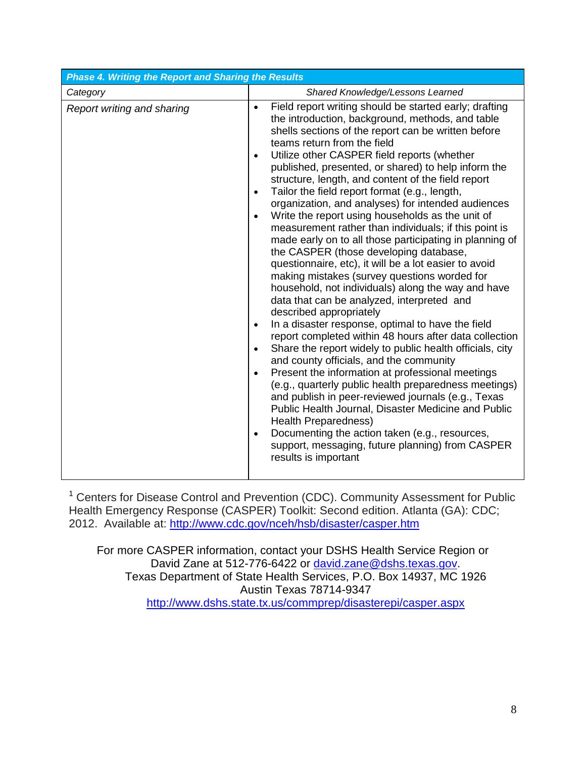| Phase 4. Writing the Report and Sharing the Results | |
|---|---|
| *Category* | *Shared Knowledge/Lessons Learned* |
| *Report writing and sharing* | • Field report writing should be started early; drafting the introduction, background, methods, and table shells sections of the report can be written before teams return from the field<br>• Utilize other CASPER field reports (whether published, presented, or shared) to help inform the structure, length, and content of the field report<br>• Tailor the field report format (e.g., length, organization, and analyses) for intended audiences<br>• Write the report using households as the unit of measurement rather than individuals; if this point is made early on to all those participating in planning of the CASPER (those developing database, questionnaire, etc), it will be a lot easier to avoid making mistakes (survey questions worded for household, not individuals) along the way and have data that can be analyzed, interpreted and described appropriately<br>• In a disaster response, optimal to have the field report completed within 48 hours after data collection<br>• Share the report widely to public health officials, city and county officials, and the community<br>• Present the information at professional meetings (e.g., quarterly public health preparedness meetings) and publish in peer-reviewed journals (e.g., Texas Public Health Journal, Disaster Medicine and Public Health Preparedness)<br>• Documenting the action taken (e.g., resources, support, messaging, future planning) from CASPER results is important |

[1] Centers for Disease Control and Prevention (CDC). Community Assessment for Public Health Emergency Response (CASPER) Toolkit: Second edition. Atlanta (GA): CDC; 2012. Available at: http://www.cdc.gov/nceh/hsb/disaster/casper.htm

For more CASPER information, contact your DSHS Health Service Region or
David Zane at 512-776-6422 or david.zane@dshs.texas.gov.
Texas Department of State Health Services, P.O. Box 14937, MC 1926
Austin Texas 78714-9347
http://www.dshs.state.tx.us/commprep/disasterepi/casper.aspx